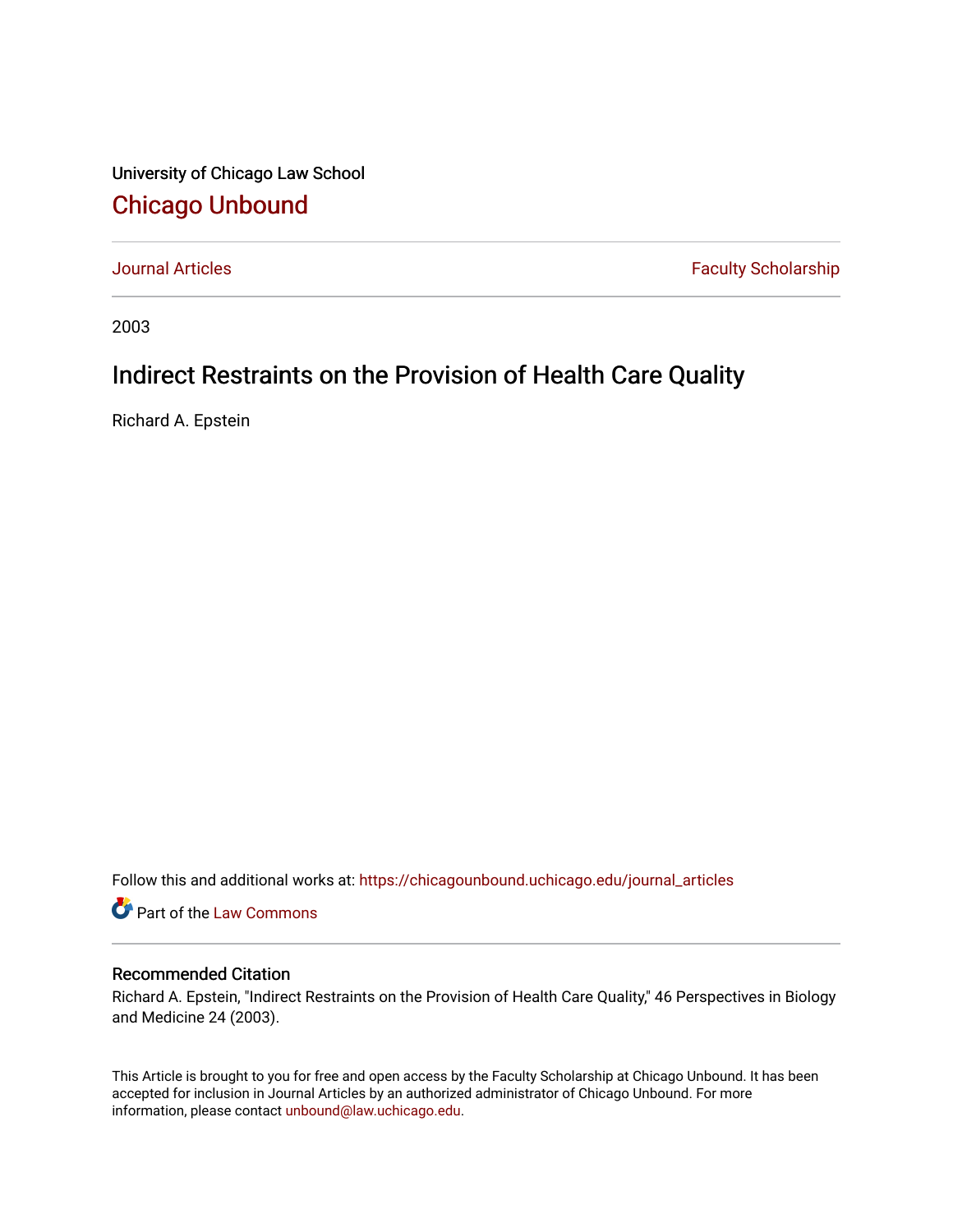University of Chicago Law School

# Chicago Unbound

Journal Articles | Faculty Scholarship

2003

## Indirect Restraints on the Provision of Health Care Quality

Richard A. Epstein

Follow this and additional works at: https://chicagounbound.uchicago.edu/journal_articles

Part of the Law Commons

### Recommended Citation

Richard A. Epstein, "Indirect Restraints on the Provision of Health Care Quality," 46 Perspectives in Biology and Medicine 24 (2003).

This Article is brought to you for free and open access by the Faculty Scholarship at Chicago Unbound. It has been accepted for inclusion in Journal Articles by an authorized administrator of Chicago Unbound. For more information, please contact unbound@law.uchicago.edu.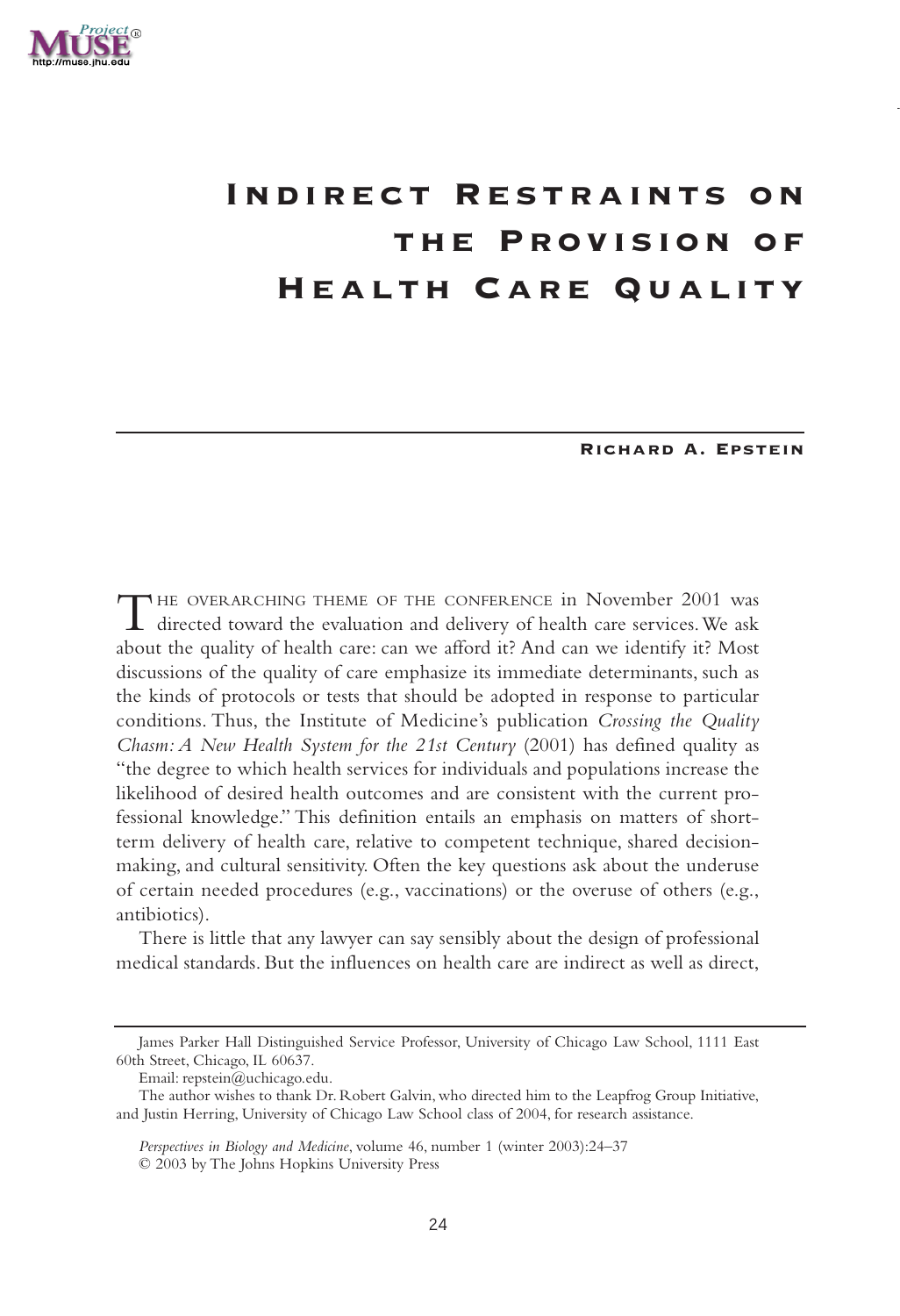# Indirect Restraints on the Provision of Health Care Quality

**Richard A. Epstein**

The overarching theme of the conference in November 2001 was directed toward the evaluation and delivery of health care services. We ask about the quality of health care: can we afford it? And can we identify it? Most discussions of the quality of care emphasize its immediate determinants, such as the kinds of protocols or tests that should be adopted in response to particular conditions. Thus, the Institute of Medicine's publication *Crossing the Quality Chasm: A New Health System for the 21st Century* (2001) has defined quality as "the degree to which health services for individuals and populations increase the likelihood of desired health outcomes and are consistent with the current professional knowledge." This definition entails an emphasis on matters of short-term delivery of health care, relative to competent technique, shared decision-making, and cultural sensitivity. Often the key questions ask about the underuse of certain needed procedures (e.g., vaccinations) or the overuse of others (e.g., antibiotics).

There is little that any lawyer can say sensibly about the design of professional medical standards. But the influences on health care are indirect as well as direct,

James Parker Hall Distinguished Service Professor, University of Chicago Law School, 1111 East 60th Street, Chicago, IL 60637.

Email: repstein@uchicago.edu.

The author wishes to thank Dr. Robert Galvin, who directed him to the Leapfrog Group Initiative, and Justin Herring, University of Chicago Law School class of 2004, for research assistance.

*Perspectives in Biology and Medicine*, volume 46, number 1 (winter 2003):24–37
© 2003 by The Johns Hopkins University Press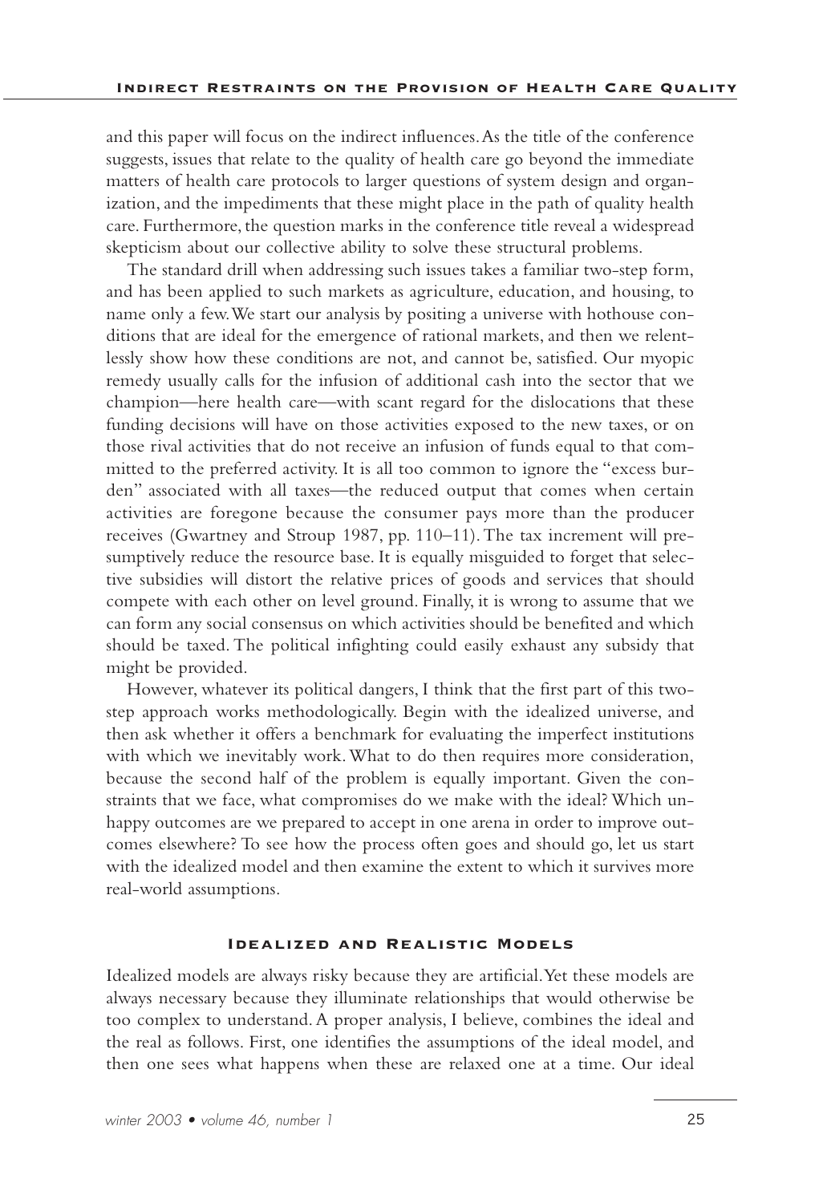and this paper will focus on the indirect influences. As the title of the conference suggests, issues that relate to the quality of health care go beyond the immediate matters of health care protocols to larger questions of system design and organization, and the impediments that these might place in the path of quality health care. Furthermore, the question marks in the conference title reveal a widespread skepticism about our collective ability to solve these structural problems.

The standard drill when addressing such issues takes a familiar two-step form, and has been applied to such markets as agriculture, education, and housing, to name only a few. We start our analysis by positing a universe with hothouse conditions that are ideal for the emergence of rational markets, and then we relentlessly show how these conditions are not, and cannot be, satisfied. Our myopic remedy usually calls for the infusion of additional cash into the sector that we champion—here health care—with scant regard for the dislocations that these funding decisions will have on those activities exposed to the new taxes, or on those rival activities that do not receive an infusion of funds equal to that committed to the preferred activity. It is all too common to ignore the "excess burden" associated with all taxes—the reduced output that comes when certain activities are foregone because the consumer pays more than the producer receives (Gwartney and Stroup 1987, pp. 110–11). The tax increment will presumptively reduce the resource base. It is equally misguided to forget that selective subsidies will distort the relative prices of goods and services that should compete with each other on level ground. Finally, it is wrong to assume that we can form any social consensus on which activities should be benefited and which should be taxed. The political infighting could easily exhaust any subsidy that might be provided.

However, whatever its political dangers, I think that the first part of this two-step approach works methodologically. Begin with the idealized universe, and then ask whether it offers a benchmark for evaluating the imperfect institutions with which we inevitably work. What to do then requires more consideration, because the second half of the problem is equally important. Given the constraints that we face, what compromises do we make with the ideal? Which unhappy outcomes are we prepared to accept in one arena in order to improve outcomes elsewhere? To see how the process often goes and should go, let us start with the idealized model and then examine the extent to which it survives more real-world assumptions.

## Idealized and Realistic Models

Idealized models are always risky because they are artificial. Yet these models are always necessary because they illuminate relationships that would otherwise be too complex to understand. A proper analysis, I believe, combines the ideal and the real as follows. First, one identifies the assumptions of the ideal model, and then one sees what happens when these are relaxed one at a time. Our ideal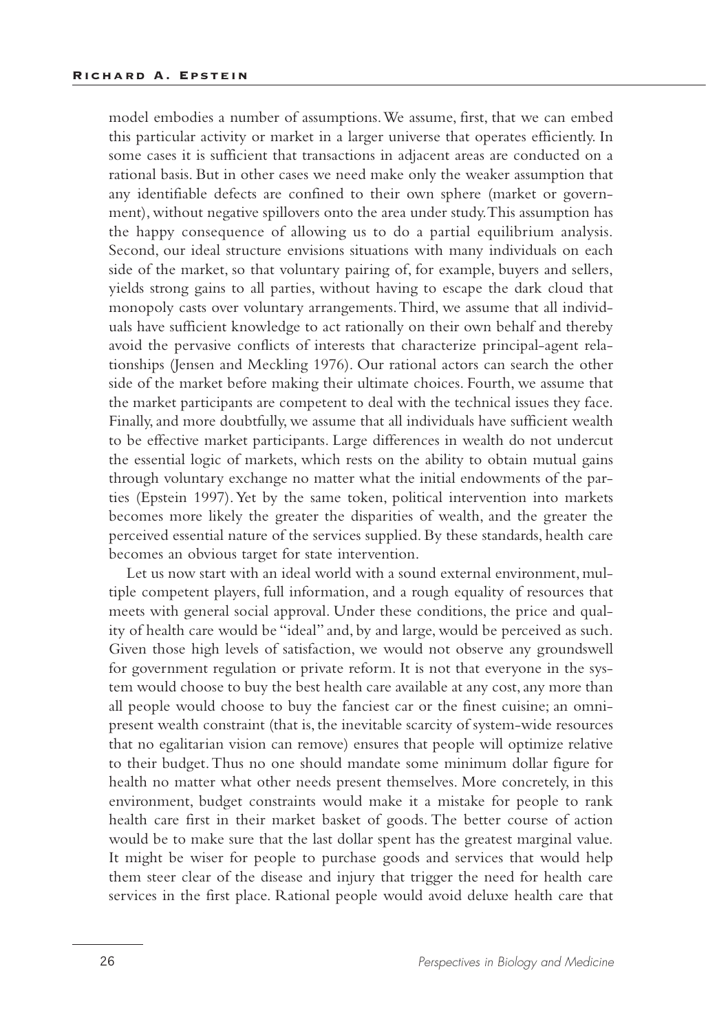model embodies a number of assumptions. We assume, first, that we can embed this particular activity or market in a larger universe that operates efficiently. In some cases it is sufficient that transactions in adjacent areas are conducted on a rational basis. But in other cases we need make only the weaker assumption that any identifiable defects are confined to their own sphere (market or government), without negative spillovers onto the area under study. This assumption has the happy consequence of allowing us to do a partial equilibrium analysis. Second, our ideal structure envisions situations with many individuals on each side of the market, so that voluntary pairing of, for example, buyers and sellers, yields strong gains to all parties, without having to escape the dark cloud that monopoly casts over voluntary arrangements. Third, we assume that all individuals have sufficient knowledge to act rationally on their own behalf and thereby avoid the pervasive conflicts of interests that characterize principal-agent relationships (Jensen and Meckling 1976). Our rational actors can search the other side of the market before making their ultimate choices. Fourth, we assume that the market participants are competent to deal with the technical issues they face. Finally, and more doubtfully, we assume that all individuals have sufficient wealth to be effective market participants. Large differences in wealth do not undercut the essential logic of markets, which rests on the ability to obtain mutual gains through voluntary exchange no matter what the initial endowments of the parties (Epstein 1997). Yet by the same token, political intervention into markets becomes more likely the greater the disparities of wealth, and the greater the perceived essential nature of the services supplied. By these standards, health care becomes an obvious target for state intervention.

Let us now start with an ideal world with a sound external environment, multiple competent players, full information, and a rough equality of resources that meets with general social approval. Under these conditions, the price and quality of health care would be "ideal" and, by and large, would be perceived as such. Given those high levels of satisfaction, we would not observe any groundswell for government regulation or private reform. It is not that everyone in the system would choose to buy the best health care available at any cost, any more than all people would choose to buy the fanciest car or the finest cuisine; an omnipresent wealth constraint (that is, the inevitable scarcity of system-wide resources that no egalitarian vision can remove) ensures that people will optimize relative to their budget. Thus no one should mandate some minimum dollar figure for health no matter what other needs present themselves. More concretely, in this environment, budget constraints would make it a mistake for people to rank health care first in their market basket of goods. The better course of action would be to make sure that the last dollar spent has the greatest marginal value. It might be wiser for people to purchase goods and services that would help them steer clear of the disease and injury that trigger the need for health care services in the first place. Rational people would avoid deluxe health care that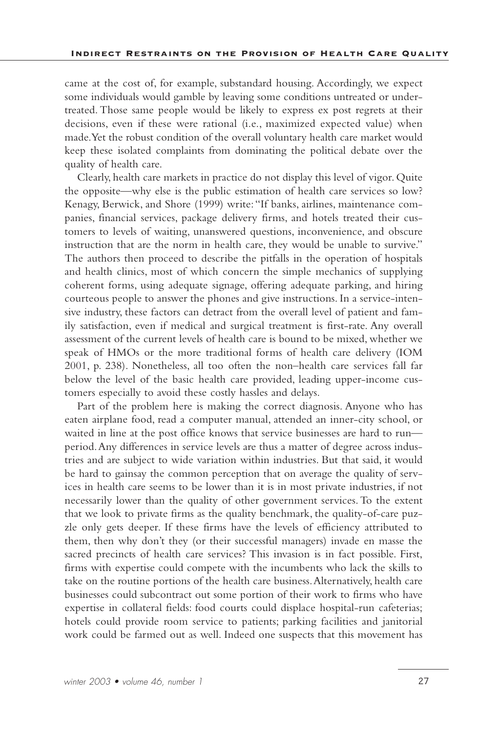came at the cost of, for example, substandard housing. Accordingly, we expect some individuals would gamble by leaving some conditions untreated or undertreated. Those same people would be likely to express ex post regrets at their decisions, even if these were rational (i.e., maximized expected value) when made. Yet the robust condition of the overall voluntary health care market would keep these isolated complaints from dominating the political debate over the quality of health care.

Clearly, health care markets in practice do not display this level of vigor. Quite the opposite—why else is the public estimation of health care services so low? Kenagy, Berwick, and Shore (1999) write: "If banks, airlines, maintenance companies, financial services, package delivery firms, and hotels treated their customers to levels of waiting, unanswered questions, inconvenience, and obscure instruction that are the norm in health care, they would be unable to survive." The authors then proceed to describe the pitfalls in the operation of hospitals and health clinics, most of which concern the simple mechanics of supplying coherent forms, using adequate signage, offering adequate parking, and hiring courteous people to answer the phones and give instructions. In a service-intensive industry, these factors can detract from the overall level of patient and family satisfaction, even if medical and surgical treatment is first-rate. Any overall assessment of the current levels of health care is bound to be mixed, whether we speak of HMOs or the more traditional forms of health care delivery (IOM 2001, p. 238). Nonetheless, all too often the non–health care services fall far below the level of the basic health care provided, leading upper-income customers especially to avoid these costly hassles and delays.

Part of the problem here is making the correct diagnosis. Anyone who has eaten airplane food, read a computer manual, attended an inner-city school, or waited in line at the post office knows that service businesses are hard to run—period. Any differences in service levels are thus a matter of degree across industries and are subject to wide variation within industries. But that said, it would be hard to gainsay the common perception that on average the quality of services in health care seems to be lower than it is in most private industries, if not necessarily lower than the quality of other government services. To the extent that we look to private firms as the quality benchmark, the quality-of-care puzzle only gets deeper. If these firms have the levels of efficiency attributed to them, then why don't they (or their successful managers) invade en masse the sacred precincts of health care services? This invasion is in fact possible. First, firms with expertise could compete with the incumbents who lack the skills to take on the routine portions of the health care business. Alternatively, health care businesses could subcontract out some portion of their work to firms who have expertise in collateral fields: food courts could displace hospital-run cafeterias; hotels could provide room service to patients; parking facilities and janitorial work could be farmed out as well. Indeed one suspects that this movement has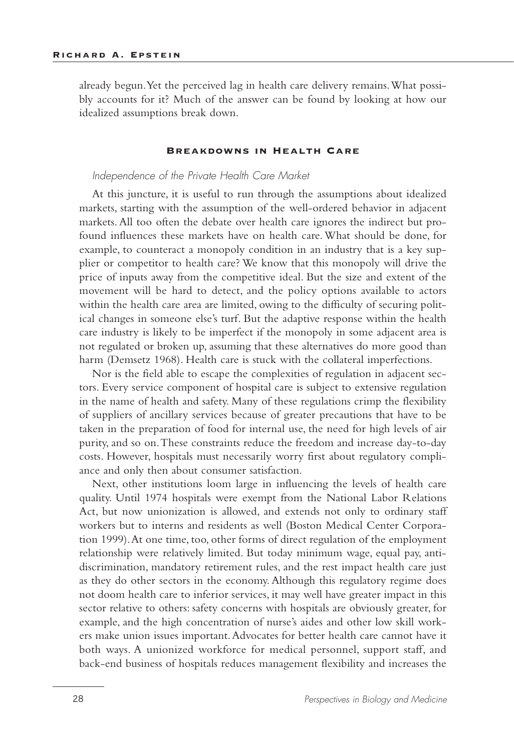already begun. Yet the perceived lag in health care delivery remains. What possibly accounts for it? Much of the answer can be found by looking at how our idealized assumptions break down.

## Breakdowns in Health Care

### *Independence of the Private Health Care Market*

At this juncture, it is useful to run through the assumptions about idealized markets, starting with the assumption of the well-ordered behavior in adjacent markets. All too often the debate over health care ignores the indirect but profound influences these markets have on health care. What should be done, for example, to counteract a monopoly condition in an industry that is a key supplier or competitor to health care? We know that this monopoly will drive the price of inputs away from the competitive ideal. But the size and extent of the movement will be hard to detect, and the policy options available to actors within the health care area are limited, owing to the difficulty of securing political changes in someone else's turf. But the adaptive response within the health care industry is likely to be imperfect if the monopoly in some adjacent area is not regulated or broken up, assuming that these alternatives do more good than harm (Demsetz 1968). Health care is stuck with the collateral imperfections.

Nor is the field able to escape the complexities of regulation in adjacent sectors. Every service component of hospital care is subject to extensive regulation in the name of health and safety. Many of these regulations crimp the flexibility of suppliers of ancillary services because of greater precautions that have to be taken in the preparation of food for internal use, the need for high levels of air purity, and so on. These constraints reduce the freedom and increase day-to-day costs. However, hospitals must necessarily worry first about regulatory compliance and only then about consumer satisfaction.

Next, other institutions loom large in influencing the levels of health care quality. Until 1974 hospitals were exempt from the National Labor Relations Act, but now unionization is allowed, and extends not only to ordinary staff workers but to interns and residents as well (Boston Medical Center Corporation 1999). At one time, too, other forms of direct regulation of the employment relationship were relatively limited. But today minimum wage, equal pay, antidiscrimination, mandatory retirement rules, and the rest impact health care just as they do other sectors in the economy. Although this regulatory regime does not doom health care to inferior services, it may well have greater impact in this sector relative to others: safety concerns with hospitals are obviously greater, for example, and the high concentration of nurse's aides and other low skill workers make union issues important. Advocates for better health care cannot have it both ways. A unionized workforce for medical personnel, support staff, and back-end business of hospitals reduces management flexibility and increases the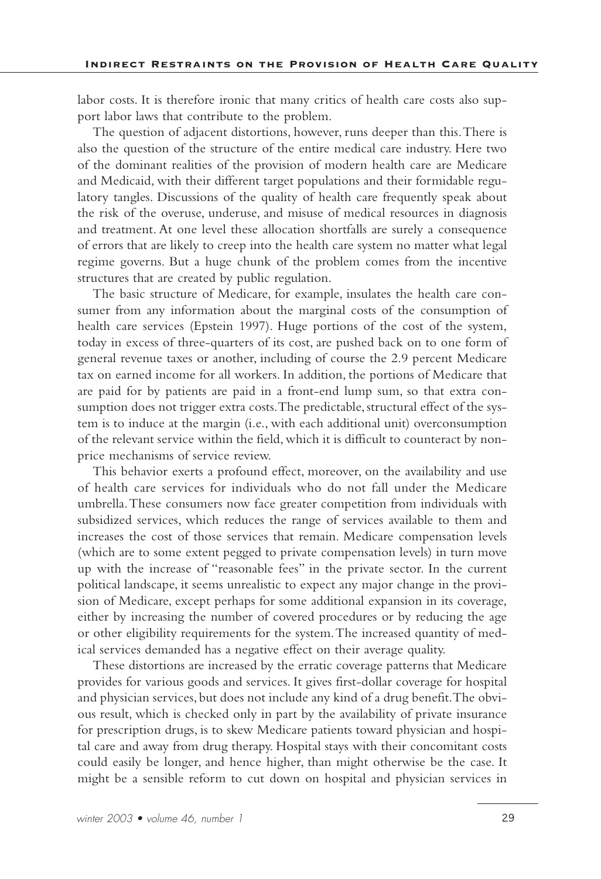labor costs. It is therefore ironic that many critics of health care costs also support labor laws that contribute to the problem.

The question of adjacent distortions, however, runs deeper than this. There is also the question of the structure of the entire medical care industry. Here two of the dominant realities of the provision of modern health care are Medicare and Medicaid, with their different target populations and their formidable regulatory tangles. Discussions of the quality of health care frequently speak about the risk of the overuse, underuse, and misuse of medical resources in diagnosis and treatment. At one level these allocation shortfalls are surely a consequence of errors that are likely to creep into the health care system no matter what legal regime governs. But a huge chunk of the problem comes from the incentive structures that are created by public regulation.

The basic structure of Medicare, for example, insulates the health care consumer from any information about the marginal costs of the consumption of health care services (Epstein 1997). Huge portions of the cost of the system, today in excess of three-quarters of its cost, are pushed back on to one form of general revenue taxes or another, including of course the 2.9 percent Medicare tax on earned income for all workers. In addition, the portions of Medicare that are paid for by patients are paid in a front-end lump sum, so that extra consumption does not trigger extra costs. The predictable, structural effect of the system is to induce at the margin (i.e., with each additional unit) overconsumption of the relevant service within the field, which it is difficult to counteract by nonprice mechanisms of service review.

This behavior exerts a profound effect, moreover, on the availability and use of health care services for individuals who do not fall under the Medicare umbrella. These consumers now face greater competition from individuals with subsidized services, which reduces the range of services available to them and increases the cost of those services that remain. Medicare compensation levels (which are to some extent pegged to private compensation levels) in turn move up with the increase of "reasonable fees" in the private sector. In the current political landscape, it seems unrealistic to expect any major change in the provision of Medicare, except perhaps for some additional expansion in its coverage, either by increasing the number of covered procedures or by reducing the age or other eligibility requirements for the system. The increased quantity of medical services demanded has a negative effect on their average quality.

These distortions are increased by the erratic coverage patterns that Medicare provides for various goods and services. It gives first-dollar coverage for hospital and physician services, but does not include any kind of a drug benefit. The obvious result, which is checked only in part by the availability of private insurance for prescription drugs, is to skew Medicare patients toward physician and hospital care and away from drug therapy. Hospital stays with their concomitant costs could easily be longer, and hence higher, than might otherwise be the case. It might be a sensible reform to cut down on hospital and physician services in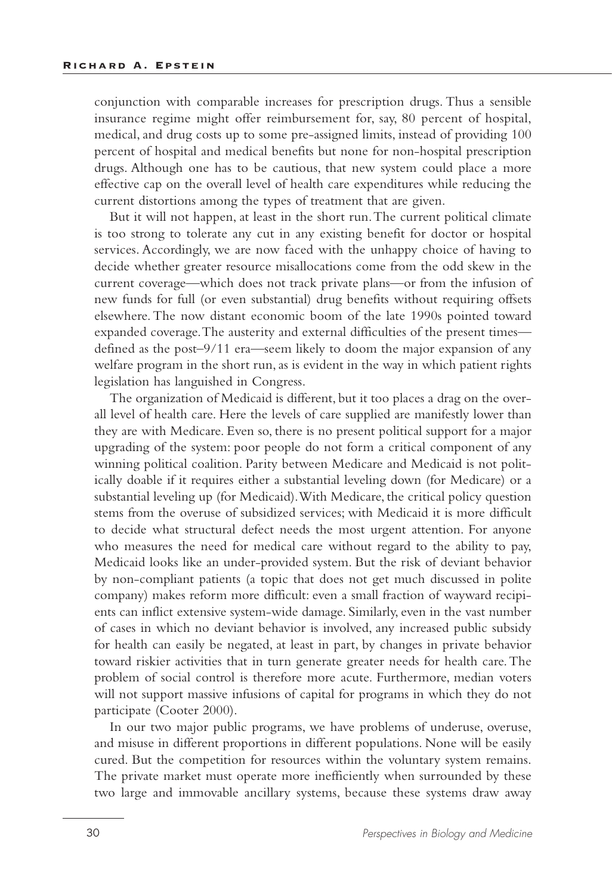conjunction with comparable increases for prescription drugs. Thus a sensible insurance regime might offer reimbursement for, say, 80 percent of hospital, medical, and drug costs up to some pre-assigned limits, instead of providing 100 percent of hospital and medical benefits but none for non-hospital prescription drugs. Although one has to be cautious, that new system could place a more effective cap on the overall level of health care expenditures while reducing the current distortions among the types of treatment that are given.

But it will not happen, at least in the short run. The current political climate is too strong to tolerate any cut in any existing benefit for doctor or hospital services. Accordingly, we are now faced with the unhappy choice of having to decide whether greater resource misallocations come from the odd skew in the current coverage—which does not track private plans—or from the infusion of new funds for full (or even substantial) drug benefits without requiring offsets elsewhere. The now distant economic boom of the late 1990s pointed toward expanded coverage. The austerity and external difficulties of the present times—defined as the post–9/11 era—seem likely to doom the major expansion of any welfare program in the short run, as is evident in the way in which patient rights legislation has languished in Congress.

The organization of Medicaid is different, but it too places a drag on the overall level of health care. Here the levels of care supplied are manifestly lower than they are with Medicare. Even so, there is no present political support for a major upgrading of the system: poor people do not form a critical component of any winning political coalition. Parity between Medicare and Medicaid is not politically doable if it requires either a substantial leveling down (for Medicare) or a substantial leveling up (for Medicaid). With Medicare, the critical policy question stems from the overuse of subsidized services; with Medicaid it is more difficult to decide what structural defect needs the most urgent attention. For anyone who measures the need for medical care without regard to the ability to pay, Medicaid looks like an under-provided system. But the risk of deviant behavior by non-compliant patients (a topic that does not get much discussed in polite company) makes reform more difficult: even a small fraction of wayward recipients can inflict extensive system-wide damage. Similarly, even in the vast number of cases in which no deviant behavior is involved, any increased public subsidy for health can easily be negated, at least in part, by changes in private behavior toward riskier activities that in turn generate greater needs for health care. The problem of social control is therefore more acute. Furthermore, median voters will not support massive infusions of capital for programs in which they do not participate (Cooter 2000).

In our two major public programs, we have problems of underuse, overuse, and misuse in different proportions in different populations. None will be easily cured. But the competition for resources within the voluntary system remains. The private market must operate more inefficiently when surrounded by these two large and immovable ancillary systems, because these systems draw away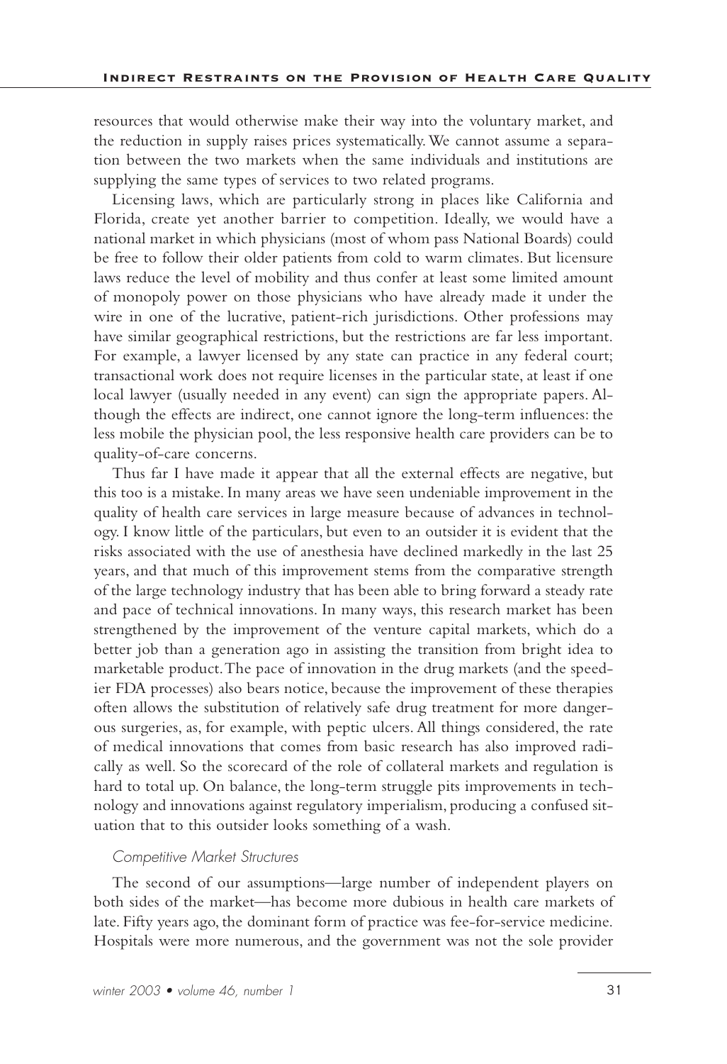resources that would otherwise make their way into the voluntary market, and the reduction in supply raises prices systematically. We cannot assume a separation between the two markets when the same individuals and institutions are supplying the same types of services to two related programs.

Licensing laws, which are particularly strong in places like California and Florida, create yet another barrier to competition. Ideally, we would have a national market in which physicians (most of whom pass National Boards) could be free to follow their older patients from cold to warm climates. But licensure laws reduce the level of mobility and thus confer at least some limited amount of monopoly power on those physicians who have already made it under the wire in one of the lucrative, patient-rich jurisdictions. Other professions may have similar geographical restrictions, but the restrictions are far less important. For example, a lawyer licensed by any state can practice in any federal court; transactional work does not require licenses in the particular state, at least if one local lawyer (usually needed in any event) can sign the appropriate papers. Although the effects are indirect, one cannot ignore the long-term influences: the less mobile the physician pool, the less responsive health care providers can be to quality-of-care concerns.

Thus far I have made it appear that all the external effects are negative, but this too is a mistake. In many areas we have seen undeniable improvement in the quality of health care services in large measure because of advances in technology. I know little of the particulars, but even to an outsider it is evident that the risks associated with the use of anesthesia have declined markedly in the last 25 years, and that much of this improvement stems from the comparative strength of the large technology industry that has been able to bring forward a steady rate and pace of technical innovations. In many ways, this research market has been strengthened by the improvement of the venture capital markets, which do a better job than a generation ago in assisting the transition from bright idea to marketable product. The pace of innovation in the drug markets (and the speedier FDA processes) also bears notice, because the improvement of these therapies often allows the substitution of relatively safe drug treatment for more dangerous surgeries, as, for example, with peptic ulcers. All things considered, the rate of medical innovations that comes from basic research has also improved radically as well. So the scorecard of the role of collateral markets and regulation is hard to total up. On balance, the long-term struggle pits improvements in technology and innovations against regulatory imperialism, producing a confused situation that to this outsider looks something of a wash.

### *Competitive Market Structures*

The second of our assumptions—large number of independent players on both sides of the market—has become more dubious in health care markets of late. Fifty years ago, the dominant form of practice was fee-for-service medicine. Hospitals were more numerous, and the government was not the sole provider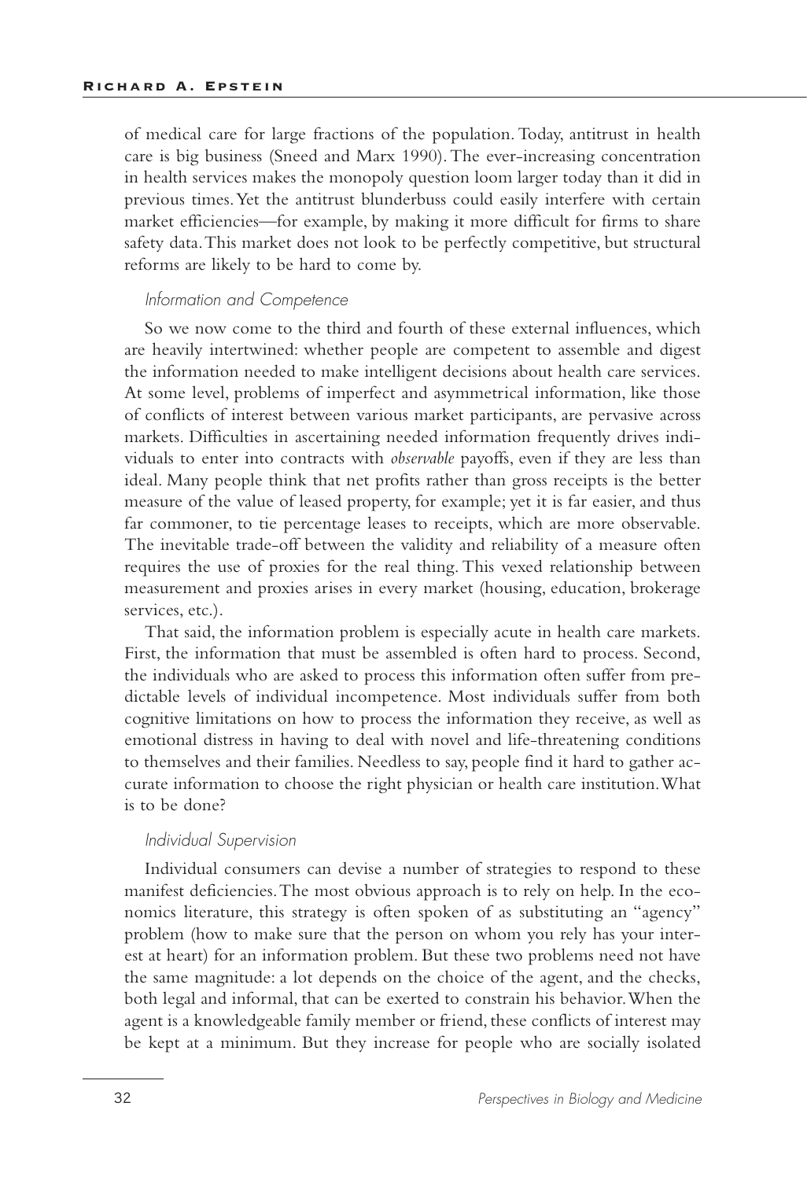of medical care for large fractions of the population. Today, antitrust in health care is big business (Sneed and Marx 1990). The ever-increasing concentration in health services makes the monopoly question loom larger today than it did in previous times. Yet the antitrust blunderbuss could easily interfere with certain market efficiencies—for example, by making it more difficult for firms to share safety data. This market does not look to be perfectly competitive, but structural reforms are likely to be hard to come by.

### *Information and Competence*

So we now come to the third and fourth of these external influences, which are heavily intertwined: whether people are competent to assemble and digest the information needed to make intelligent decisions about health care services. At some level, problems of imperfect and asymmetrical information, like those of conflicts of interest between various market participants, are pervasive across markets. Difficulties in ascertaining needed information frequently drives individuals to enter into contracts with *observable* payoffs, even if they are less than ideal. Many people think that net profits rather than gross receipts is the better measure of the value of leased property, for example; yet it is far easier, and thus far commoner, to tie percentage leases to receipts, which are more observable. The inevitable trade-off between the validity and reliability of a measure often requires the use of proxies for the real thing. This vexed relationship between measurement and proxies arises in every market (housing, education, brokerage services, etc.).

That said, the information problem is especially acute in health care markets. First, the information that must be assembled is often hard to process. Second, the individuals who are asked to process this information often suffer from predictable levels of individual incompetence. Most individuals suffer from both cognitive limitations on how to process the information they receive, as well as emotional distress in having to deal with novel and life-threatening conditions to themselves and their families. Needless to say, people find it hard to gather accurate information to choose the right physician or health care institution. What is to be done?

### *Individual Supervision*

Individual consumers can devise a number of strategies to respond to these manifest deficiencies. The most obvious approach is to rely on help. In the economics literature, this strategy is often spoken of as substituting an "agency" problem (how to make sure that the person on whom you rely has your interest at heart) for an information problem. But these two problems need not have the same magnitude: a lot depends on the choice of the agent, and the checks, both legal and informal, that can be exerted to constrain his behavior. When the agent is a knowledgeable family member or friend, these conflicts of interest may be kept at a minimum. But they increase for people who are socially isolated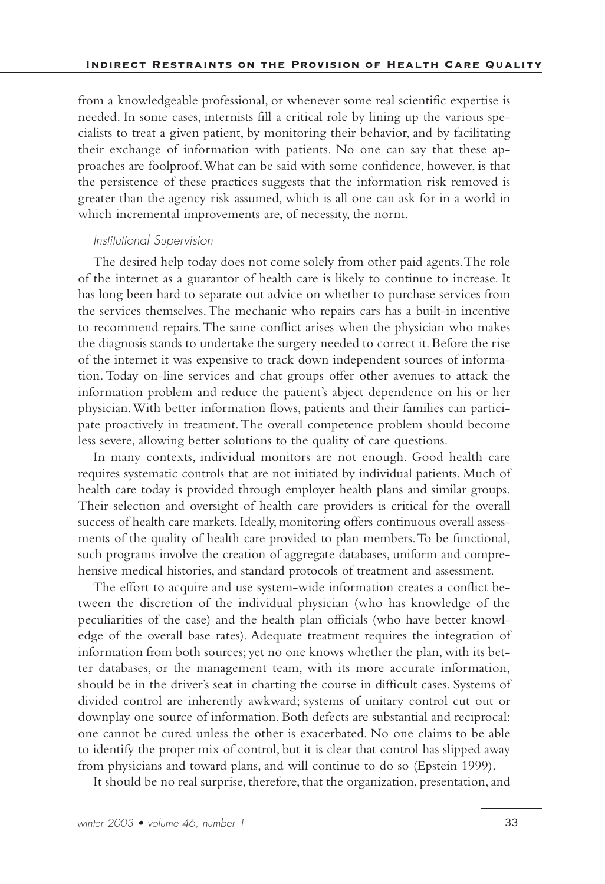from a knowledgeable professional, or whenever some real scientific expertise is needed. In some cases, internists fill a critical role by lining up the various specialists to treat a given patient, by monitoring their behavior, and by facilitating their exchange of information with patients. No one can say that these approaches are foolproof. What can be said with some confidence, however, is that the persistence of these practices suggests that the information risk removed is greater than the agency risk assumed, which is all one can ask for in a world in which incremental improvements are, of necessity, the norm.

### *Institutional Supervision*

The desired help today does not come solely from other paid agents. The role of the internet as a guarantor of health care is likely to continue to increase. It has long been hard to separate out advice on whether to purchase services from the services themselves. The mechanic who repairs cars has a built-in incentive to recommend repairs. The same conflict arises when the physician who makes the diagnosis stands to undertake the surgery needed to correct it. Before the rise of the internet it was expensive to track down independent sources of information. Today on-line services and chat groups offer other avenues to attack the information problem and reduce the patient's abject dependence on his or her physician. With better information flows, patients and their families can participate proactively in treatment. The overall competence problem should become less severe, allowing better solutions to the quality of care questions.

In many contexts, individual monitors are not enough. Good health care requires systematic controls that are not initiated by individual patients. Much of health care today is provided through employer health plans and similar groups. Their selection and oversight of health care providers is critical for the overall success of health care markets. Ideally, monitoring offers continuous overall assessments of the quality of health care provided to plan members. To be functional, such programs involve the creation of aggregate databases, uniform and comprehensive medical histories, and standard protocols of treatment and assessment.

The effort to acquire and use system-wide information creates a conflict between the discretion of the individual physician (who has knowledge of the peculiarities of the case) and the health plan officials (who have better knowledge of the overall base rates). Adequate treatment requires the integration of information from both sources; yet no one knows whether the plan, with its better databases, or the management team, with its more accurate information, should be in the driver's seat in charting the course in difficult cases. Systems of divided control are inherently awkward; systems of unitary control cut out or downplay one source of information. Both defects are substantial and reciprocal: one cannot be cured unless the other is exacerbated. No one claims to be able to identify the proper mix of control, but it is clear that control has slipped away from physicians and toward plans, and will continue to do so (Epstein 1999).

It should be no real surprise, therefore, that the organization, presentation, and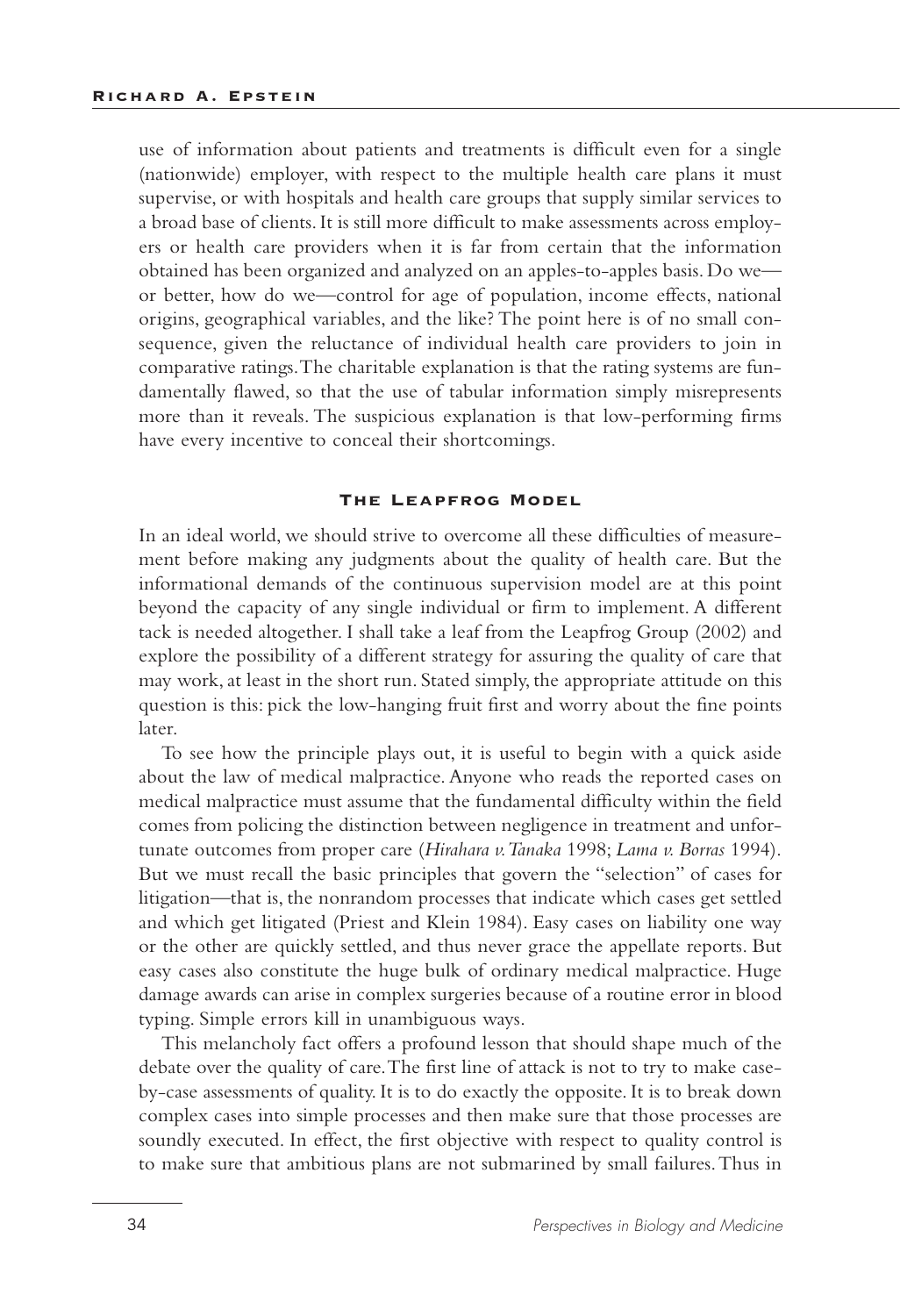use of information about patients and treatments is difficult even for a single (nationwide) employer, with respect to the multiple health care plans it must supervise, or with hospitals and health care groups that supply similar services to a broad base of clients. It is still more difficult to make assessments across employers or health care providers when it is far from certain that the information obtained has been organized and analyzed on an apples-to-apples basis. Do we—or better, how do we—control for age of population, income effects, national origins, geographical variables, and the like? The point here is of no small consequence, given the reluctance of individual health care providers to join in comparative ratings. The charitable explanation is that the rating systems are fundamentally flawed, so that the use of tabular information simply misrepresents more than it reveals. The suspicious explanation is that low-performing firms have every incentive to conceal their shortcomings.

## The Leapfrog Model

In an ideal world, we should strive to overcome all these difficulties of measurement before making any judgments about the quality of health care. But the informational demands of the continuous supervision model are at this point beyond the capacity of any single individual or firm to implement. A different tack is needed altogether. I shall take a leaf from the Leapfrog Group (2002) and explore the possibility of a different strategy for assuring the quality of care that may work, at least in the short run. Stated simply, the appropriate attitude on this question is this: pick the low-hanging fruit first and worry about the fine points later.

To see how the principle plays out, it is useful to begin with a quick aside about the law of medical malpractice. Anyone who reads the reported cases on medical malpractice must assume that the fundamental difficulty within the field comes from policing the distinction between negligence in treatment and unfortunate outcomes from proper care (*Hirahara v. Tanaka* 1998; *Lama v. Borras* 1994). But we must recall the basic principles that govern the "selection" of cases for litigation—that is, the nonrandom processes that indicate which cases get settled and which get litigated (Priest and Klein 1984). Easy cases on liability one way or the other are quickly settled, and thus never grace the appellate reports. But easy cases also constitute the huge bulk of ordinary medical malpractice. Huge damage awards can arise in complex surgeries because of a routine error in blood typing. Simple errors kill in unambiguous ways.

This melancholy fact offers a profound lesson that should shape much of the debate over the quality of care. The first line of attack is not to try to make case-by-case assessments of quality. It is to do exactly the opposite. It is to break down complex cases into simple processes and then make sure that those processes are soundly executed. In effect, the first objective with respect to quality control is to make sure that ambitious plans are not submarined by small failures. Thus in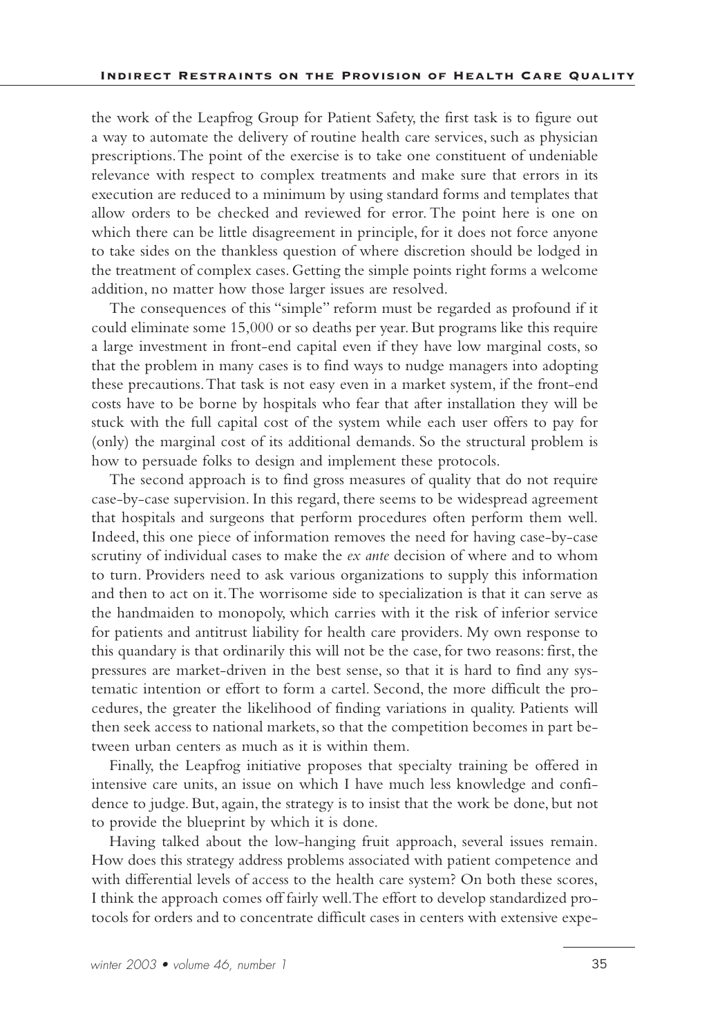the work of the Leapfrog Group for Patient Safety, the first task is to figure out a way to automate the delivery of routine health care services, such as physician prescriptions. The point of the exercise is to take one constituent of undeniable relevance with respect to complex treatments and make sure that errors in its execution are reduced to a minimum by using standard forms and templates that allow orders to be checked and reviewed for error. The point here is one on which there can be little disagreement in principle, for it does not force anyone to take sides on the thankless question of where discretion should be lodged in the treatment of complex cases. Getting the simple points right forms a welcome addition, no matter how those larger issues are resolved.

The consequences of this "simple" reform must be regarded as profound if it could eliminate some 15,000 or so deaths per year. But programs like this require a large investment in front-end capital even if they have low marginal costs, so that the problem in many cases is to find ways to nudge managers into adopting these precautions. That task is not easy even in a market system, if the front-end costs have to be borne by hospitals who fear that after installation they will be stuck with the full capital cost of the system while each user offers to pay for (only) the marginal cost of its additional demands. So the structural problem is how to persuade folks to design and implement these protocols.

The second approach is to find gross measures of quality that do not require case-by-case supervision. In this regard, there seems to be widespread agreement that hospitals and surgeons that perform procedures often perform them well. Indeed, this one piece of information removes the need for having case-by-case scrutiny of individual cases to make the *ex ante* decision of where and to whom to turn. Providers need to ask various organizations to supply this information and then to act on it. The worrisome side to specialization is that it can serve as the handmaiden to monopoly, which carries with it the risk of inferior service for patients and antitrust liability for health care providers. My own response to this quandary is that ordinarily this will not be the case, for two reasons: first, the pressures are market-driven in the best sense, so that it is hard to find any systematic intention or effort to form a cartel. Second, the more difficult the procedures, the greater the likelihood of finding variations in quality. Patients will then seek access to national markets, so that the competition becomes in part between urban centers as much as it is within them.

Finally, the Leapfrog initiative proposes that specialty training be offered in intensive care units, an issue on which I have much less knowledge and confidence to judge. But, again, the strategy is to insist that the work be done, but not to provide the blueprint by which it is done.

Having talked about the low-hanging fruit approach, several issues remain. How does this strategy address problems associated with patient competence and with differential levels of access to the health care system? On both these scores, I think the approach comes off fairly well. The effort to develop standardized protocols for orders and to concentrate difficult cases in centers with extensive expe-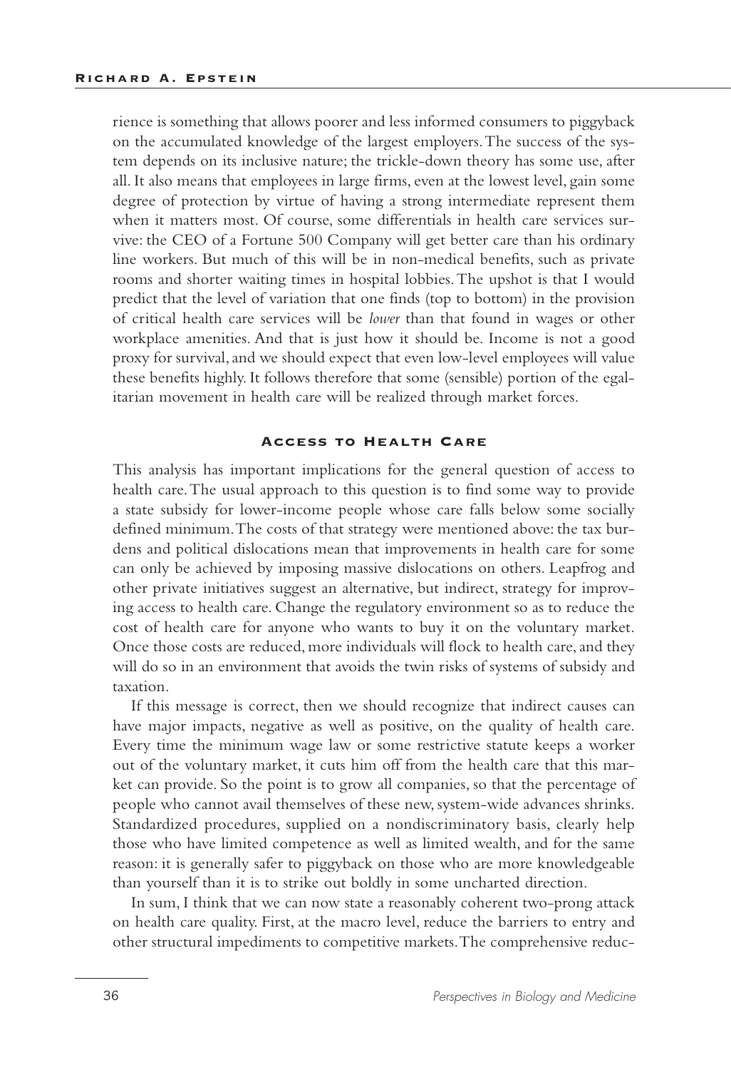rience is something that allows poorer and less informed consumers to piggyback on the accumulated knowledge of the largest employers. The success of the system depends on its inclusive nature; the trickle-down theory has some use, after all. It also means that employees in large firms, even at the lowest level, gain some degree of protection by virtue of having a strong intermediate represent them when it matters most. Of course, some differentials in health care services survive: the CEO of a Fortune 500 Company will get better care than his ordinary line workers. But much of this will be in non-medical benefits, such as private rooms and shorter waiting times in hospital lobbies. The upshot is that I would predict that the level of variation that one finds (top to bottom) in the provision of critical health care services will be *lower* than that found in wages or other workplace amenities. And that is just how it should be. Income is not a good proxy for survival, and we should expect that even low-level employees will value these benefits highly. It follows therefore that some (sensible) portion of the egalitarian movement in health care will be realized through market forces.

## Access to Health Care

This analysis has important implications for the general question of access to health care. The usual approach to this question is to find some way to provide a state subsidy for lower-income people whose care falls below some socially defined minimum. The costs of that strategy were mentioned above: the tax burdens and political dislocations mean that improvements in health care for some can only be achieved by imposing massive dislocations on others. Leapfrog and other private initiatives suggest an alternative, but indirect, strategy for improving access to health care. Change the regulatory environment so as to reduce the cost of health care for anyone who wants to buy it on the voluntary market. Once those costs are reduced, more individuals will flock to health care, and they will do so in an environment that avoids the twin risks of systems of subsidy and taxation.

If this message is correct, then we should recognize that indirect causes can have major impacts, negative as well as positive, on the quality of health care. Every time the minimum wage law or some restrictive statute keeps a worker out of the voluntary market, it cuts him off from the health care that this market can provide. So the point is to grow all companies, so that the percentage of people who cannot avail themselves of these new, system-wide advances shrinks. Standardized procedures, supplied on a nondiscriminatory basis, clearly help those who have limited competence as well as limited wealth, and for the same reason: it is generally safer to piggyback on those who are more knowledgeable than yourself than it is to strike out boldly in some uncharted direction.

In sum, I think that we can now state a reasonably coherent two-prong attack on health care quality. First, at the macro level, reduce the barriers to entry and other structural impediments to competitive markets. The comprehensive reduc-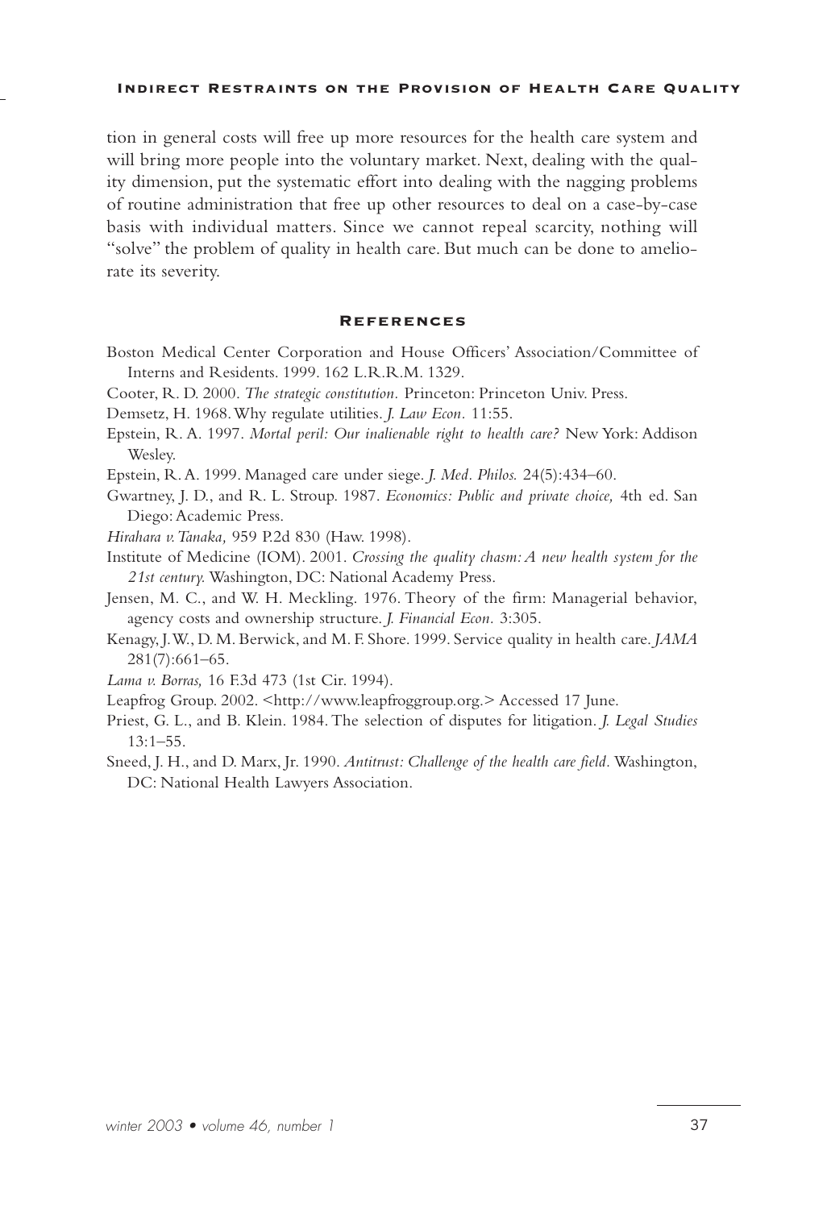tion in general costs will free up more resources for the health care system and will bring more people into the voluntary market. Next, dealing with the quality dimension, put the systematic effort into dealing with the nagging problems of routine administration that free up other resources to deal on a case-by-case basis with individual matters. Since we cannot repeal scarcity, nothing will "solve" the problem of quality in health care. But much can be done to ameliorate its severity.

## References

Boston Medical Center Corporation and House Officers' Association/Committee of Interns and Residents. 1999. 162 L.R.R.M. 1329.

Cooter, R. D. 2000. *The strategic constitution.* Princeton: Princeton Univ. Press.

Demsetz, H. 1968. Why regulate utilities. *J. Law Econ.* 11:55.

Epstein, R. A. 1997. *Mortal peril: Our inalienable right to health care?* New York: Addison Wesley.

Epstein, R. A. 1999. Managed care under siege. *J. Med. Philos.* 24(5):434–60.

Gwartney, J. D., and R. L. Stroup. 1987. *Economics: Public and private choice,* 4th ed. San Diego: Academic Press.

*Hirahara v. Tanaka,* 959 P.2d 830 (Haw. 1998).

Institute of Medicine (IOM). 2001. *Crossing the quality chasm: A new health system for the 21st century.* Washington, DC: National Academy Press.

Jensen, M. C., and W. H. Meckling. 1976. Theory of the firm: Managerial behavior, agency costs and ownership structure. *J. Financial Econ.* 3:305.

Kenagy, J. W., D. M. Berwick, and M. F. Shore. 1999. Service quality in health care. *JAMA* 281(7):661–65.

*Lama v. Borras,* 16 F.3d 473 (1st Cir. 1994).

Leapfrog Group. 2002. <http://www.leapfroggroup.org.> Accessed 17 June.

Priest, G. L., and B. Klein. 1984. The selection of disputes for litigation. *J. Legal Studies* 13:1–55.

Sneed, J. H., and D. Marx, Jr. 1990. *Antitrust: Challenge of the health care field.* Washington, DC: National Health Lawyers Association.